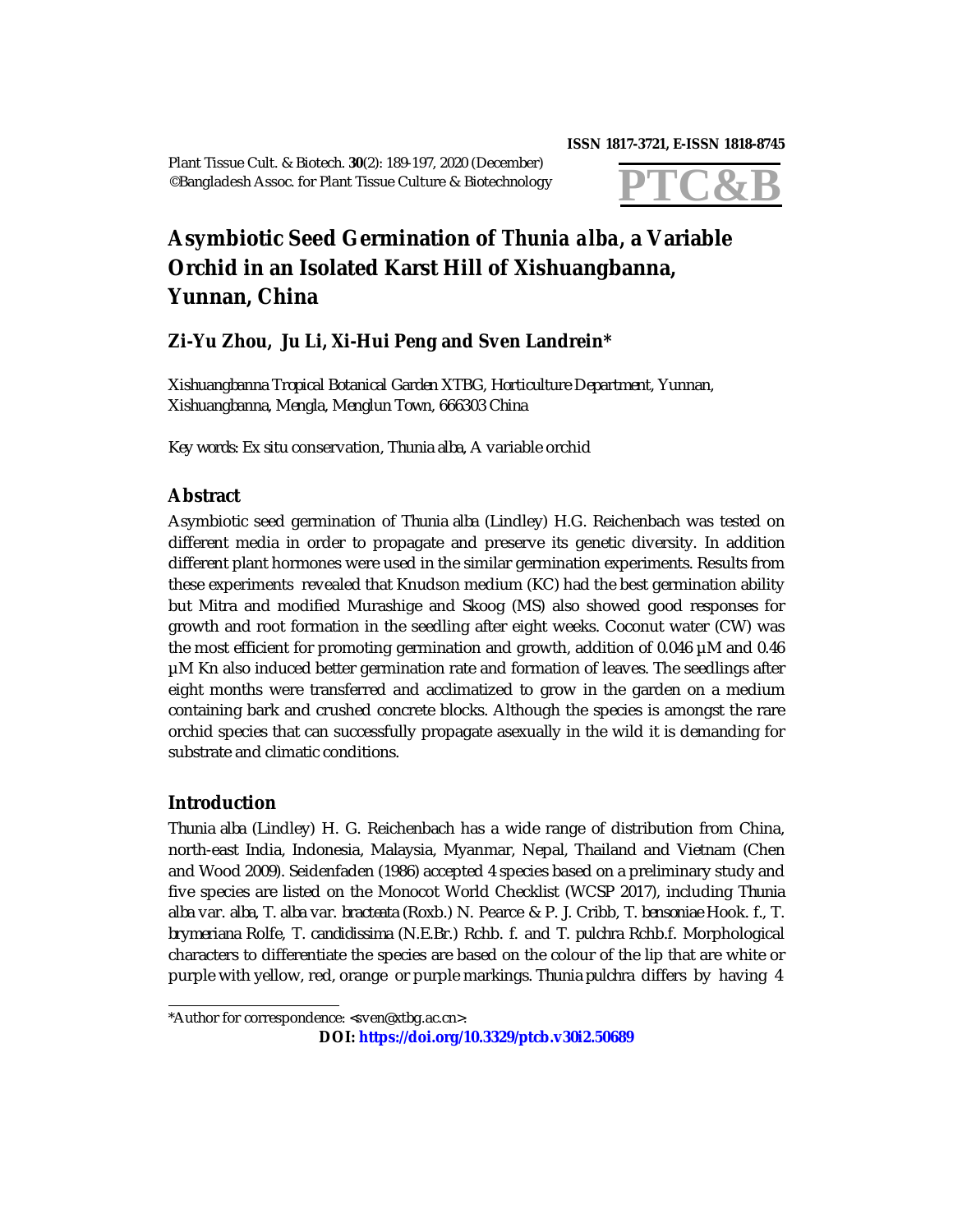ISSN 1817-3721, E-ISSN 1818-8745

Plant Tissue Cult. & Biotech. **30**(2): 189-197, 2020 (December)
©Bangladesh Assoc. for Plant Tissue Culture & Biotechnology

**PTC&B**

# Asymbiotic Seed Germination of *Thunia alba*, a Variable Orchid in an Isolated Karst Hill of Xishuangbanna, Yunnan, China

**Zi-Yu Zhou, Ju Li, Xi-Hui Peng and Sven Landrein***

*Xishuangbanna Tropical Botanical Garden XTBG, Horticulture Department, Yunnan, Xishuangbanna, Mengla, Menglun Town, 666303 China*

*Key words:* Ex situ conservation, *Thunia alba*, A variable orchid

## Abstract

Asymbiotic seed germination of *Thunia alba* (Lindley) H.G. Reichenbach was tested on different media in order to propagate and preserve its genetic diversity. In addition different plant hormones were used in the similar germination experiments. Results from these experiments revealed that Knudson medium (KC) had the best germination ability but Mitra and modified Murashige and Skoog (MS) also showed good responses for growth and root formation in the seedling after eight weeks. Coconut water (CW) was the most efficient for promoting germination and growth, addition of 0.046 µM and 0.46 µM Kn also induced better germination rate and formation of leaves. The seedlings after eight months were transferred and acclimatized to grow in the garden on a medium containing bark and crushed concrete blocks. Although the species is amongst the rare orchid species that can successfully propagate asexually in the wild it is demanding for substrate and climatic conditions.

## Introduction

*Thunia alba* (Lindley) H. G. Reichenbach has a wide range of distribution from China, north-east India, Indonesia, Malaysia, Myanmar, Nepal, Thailand and Vietnam (Chen and Wood 2009). Seidenfaden (1986) accepted 4 species based on a preliminary study and five species are listed on the Monocot World Checklist (WCSP 2017), including *Thunia alba* var. *alba*, *T. alba* var. *bracteata* (Roxb.) N. Pearce & P. J. Cribb, *T. bensoniae* Hook. f., *T. brymeriana* Rolfe, *T. candidissima* (N.E.Br.) Rchb. f. and *T. pulchra* Rchb.f. Morphological characters to differentiate the species are based on the colour of the lip that are white or purple with yellow, red, orange or purple markings. *Thunia pulchra* differs by having 4

*Author for correspondence: <sven@xtbg.ac.cn>.

**DOI: https://doi.org/10.3329/ptcb.v30i2.50689**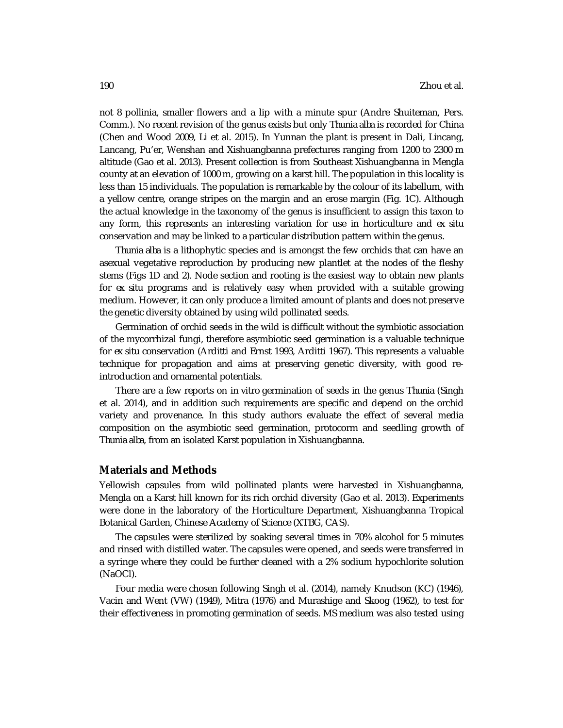not 8 pollinia, smaller flowers and a lip with a minute spur (Andre Shuiteman, Pers. Comm.). No recent revision of the genus exists but only *Thunia alba* is recorded for China (Chen and Wood 2009, Li et al. 2015). In Yunnan the plant is present in Dali, Lincang, Lancang, Pu'er, Wenshan and Xishuangbanna prefectures ranging from 1200 to 2300 m altitude (Gao et al. 2013). Present collection is from Southeast Xishuangbanna in Mengla county at an elevation of 1000 m, growing on a karst hill. The population in this locality is less than 15 individuals. The population is remarkable by the colour of its labellum, with a yellow centre, orange stripes on the margin and an erose margin (Fig. 1C). Although the actual knowledge in the taxonomy of the genus is insufficient to assign this taxon to any form, this represents an interesting variation for use in horticulture and *ex situ* conservation and may be linked to a particular distribution pattern within the genus.

*Thunia alba* is a lithophytic species and is amongst the few orchids that can have an asexual vegetative reproduction by producing new plantlet at the nodes of the fleshy stems (Figs 1D and 2). Node section and rooting is the easiest way to obtain new plants for *ex situ* programs and is relatively easy when provided with a suitable growing medium. However, it can only produce a limited amount of plants and does not preserve the genetic diversity obtained by using wild pollinated seeds.

Germination of orchid seeds in the wild is difficult without the symbiotic association of the mycorrhizal fungi, therefore asymbiotic seed germination is a valuable technique for *ex situ* conservation (Arditti and Ernst 1993, Arditti 1967). This represents a valuable technique for propagation and aims at preserving genetic diversity, with good re-introduction and ornamental potentials.

There are a few reports on in vitro germination of seeds in the genus *Thunia* (Singh et al. 2014), and in addition such requirements are specific and depend on the orchid variety and provenance. In this study authors evaluate the effect of several media composition on the asymbiotic seed germination, protocorm and seedling growth of *Thunia alba*, from an isolated Karst population in Xishuangbanna.

## Materials and Methods

Yellowish capsules from wild pollinated plants were harvested in Xishuangbanna, Mengla on a Karst hill known for its rich orchid diversity (Gao et al. 2013). Experiments were done in the laboratory of the Horticulture Department, Xishuangbanna Tropical Botanical Garden, Chinese Academy of Science (XTBG, CAS).

The capsules were sterilized by soaking several times in 70% alcohol for 5 minutes and rinsed with distilled water. The capsules were opened, and seeds were transferred in a syringe where they could be further cleaned with a 2% sodium hypochlorite solution (NaOCl).

Four media were chosen following Singh et al. (2014), namely Knudson (KC) (1946), Vacin and Went (VW) (1949), Mitra (1976) and Murashige and Skoog (1962), to test for their effectiveness in promoting germination of seeds. MS medium was also tested using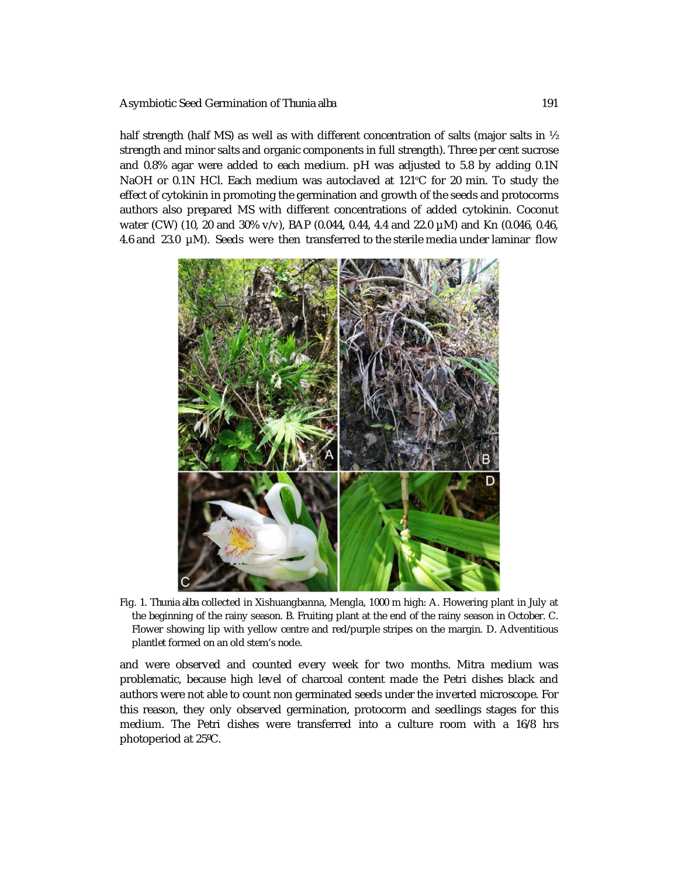half strength (half MS) as well as with different concentration of salts (major salts in ½ strength and minor salts and organic components in full strength). Three per cent sucrose and 0.8% agar were added to each medium. pH was adjusted to 5.8 by adding 0.1N NaOH or 0.1N HCl. Each medium was autoclaved at 121°C for 20 min. To study the effect of cytokinin in promoting the germination and growth of the seeds and protocorms authors also prepared MS with different concentrations of added cytokinin. Coconut water (CW) (10, 20 and 30% v/v), BAP (0.044, 0.44, 4.4 and 22.0 µM) and Kn (0.046, 0.46, 4.6 and 23.0 µM). Seeds were then transferred to the sterile media under laminar flow

Fig. 1. *Thunia alba* collected in Xishuangbanna, Mengla, 1000 m high: A. Flowering plant in July at the beginning of the rainy season. B. Fruiting plant at the end of the rainy season in October. C. Flower showing lip with yellow centre and red/purple stripes on the margin. D. Adventitious plantlet formed on an old stem's node.

and were observed and counted every week for two months. Mitra medium was problematic, because high level of charcoal content made the Petri dishes black and authors were not able to count non germinated seeds under the inverted microscope. For this reason, they only observed germination, protocorm and seedlings stages for this medium. The Petri dishes were transferred into a culture room with a 16/8 hrs photoperiod at 25ºC.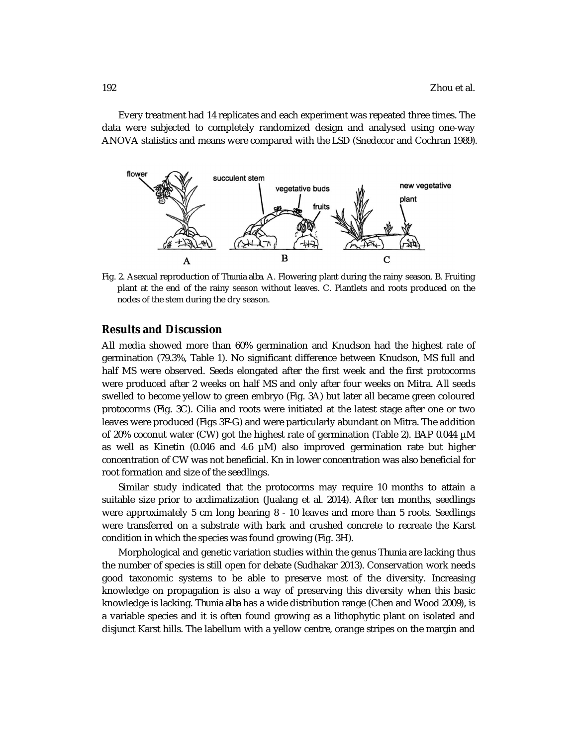Every treatment had 14 replicates and each experiment was repeated three times. The data were subjected to completely randomized design and analysed using one-way ANOVA statistics and means were compared with the LSD (Snedecor and Cochran 1989).

Fig. 2. Asexual reproduction of *Thunia alba*. A. Flowering plant during the rainy season. B. Fruiting plant at the end of the rainy season without leaves. C. Plantlets and roots produced on the nodes of the stem during the dry season.

## Results and Discussion

All media showed more than 60% germination and Knudson had the highest rate of germination (79.3%, Table 1). No significant difference between Knudson, MS full and half MS were observed. Seeds elongated after the first week and the first protocorms were produced after 2 weeks on half MS and only after four weeks on Mitra. All seeds swelled to become yellow to green embryo (Fig. 3A) but later all became green coloured protocorms (Fig. 3C). Cilia and roots were initiated at the latest stage after one or two leaves were produced (Figs 3F-G) and were particularly abundant on Mitra. The addition of 20% coconut water (CW) got the highest rate of germination (Table 2). BAP 0.044 µM as well as Kinetin (0.046 and 4.6 µM) also improved germination rate but higher concentration of CW was not beneficial. Kn in lower concentration was also beneficial for root formation and size of the seedlings.

Similar study indicated that the protocorms may require 10 months to attain a suitable size prior to acclimatization (Jualang et al. 2014). After ten months, seedlings were approximately 5 cm long bearing 8 - 10 leaves and more than 5 roots. Seedlings were transferred on a substrate with bark and crushed concrete to recreate the Karst condition in which the species was found growing (Fig. 3H).

Morphological and genetic variation studies within the genus Thunia are lacking thus the number of species is still open for debate (Sudhakar 2013). Conservation work needs good taxonomic systems to be able to preserve most of the diversity. Increasing knowledge on propagation is also a way of preserving this diversity when this basic knowledge is lacking. *Thunia alba* has a wide distribution range (Chen and Wood 2009), is a variable species and it is often found growing as a lithophytic plant on isolated and disjunct Karst hills. The labellum with a yellow centre, orange stripes on the margin and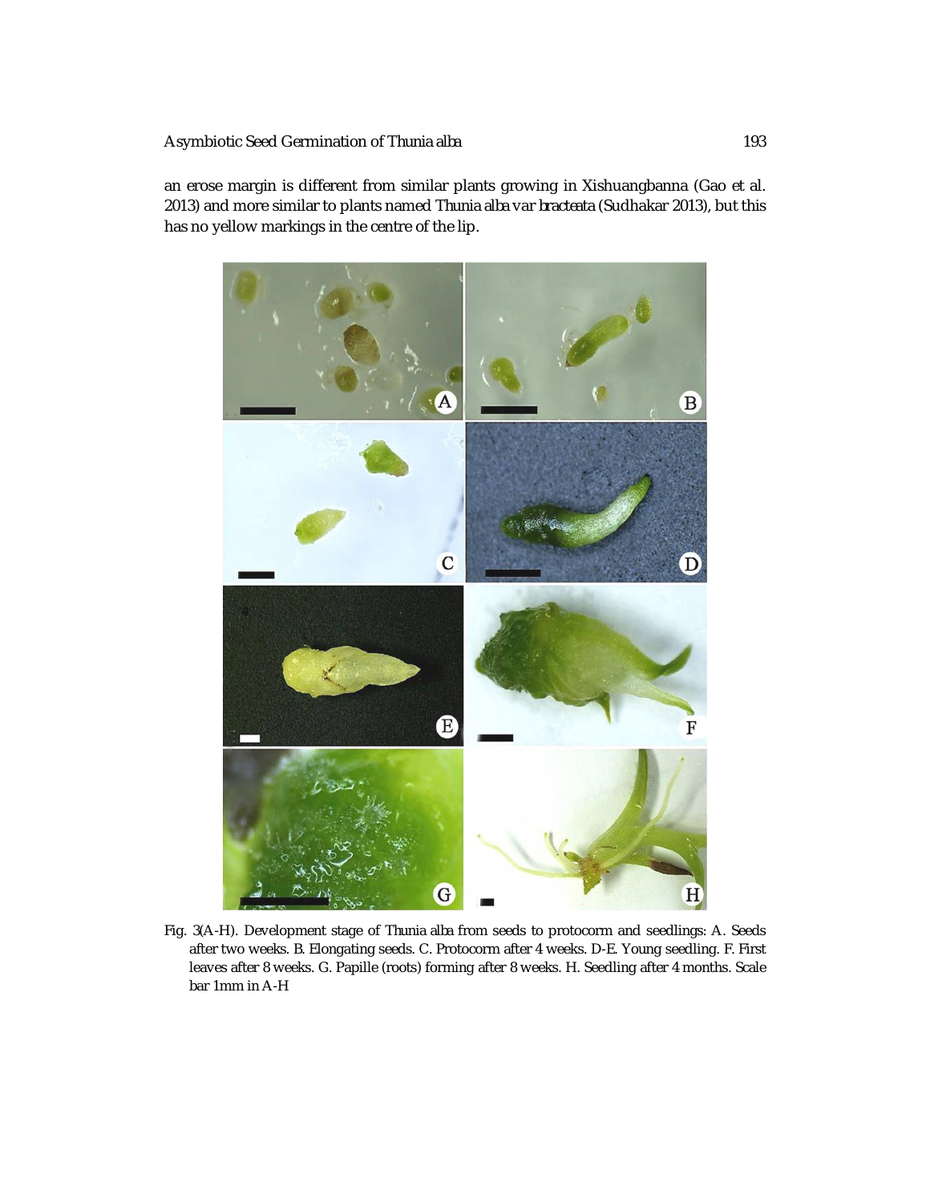an erose margin is different from similar plants growing in Xishuangbanna (Gao et al. 2013) and more similar to plants named *Thunia alba var bracteata* (Sudhakar 2013), but this has no yellow markings in the centre of the lip.

Fig. 3(A-H). Development stage of *Thunia alba* from seeds to protocorm and seedlings: A. Seeds after two weeks. B. Elongating seeds. C. Protocorm after 4 weeks. D-E. Young seedling. F. First leaves after 8 weeks. G. Papille (roots) forming after 8 weeks. H. Seedling after 4 months. Scale bar 1mm in A-H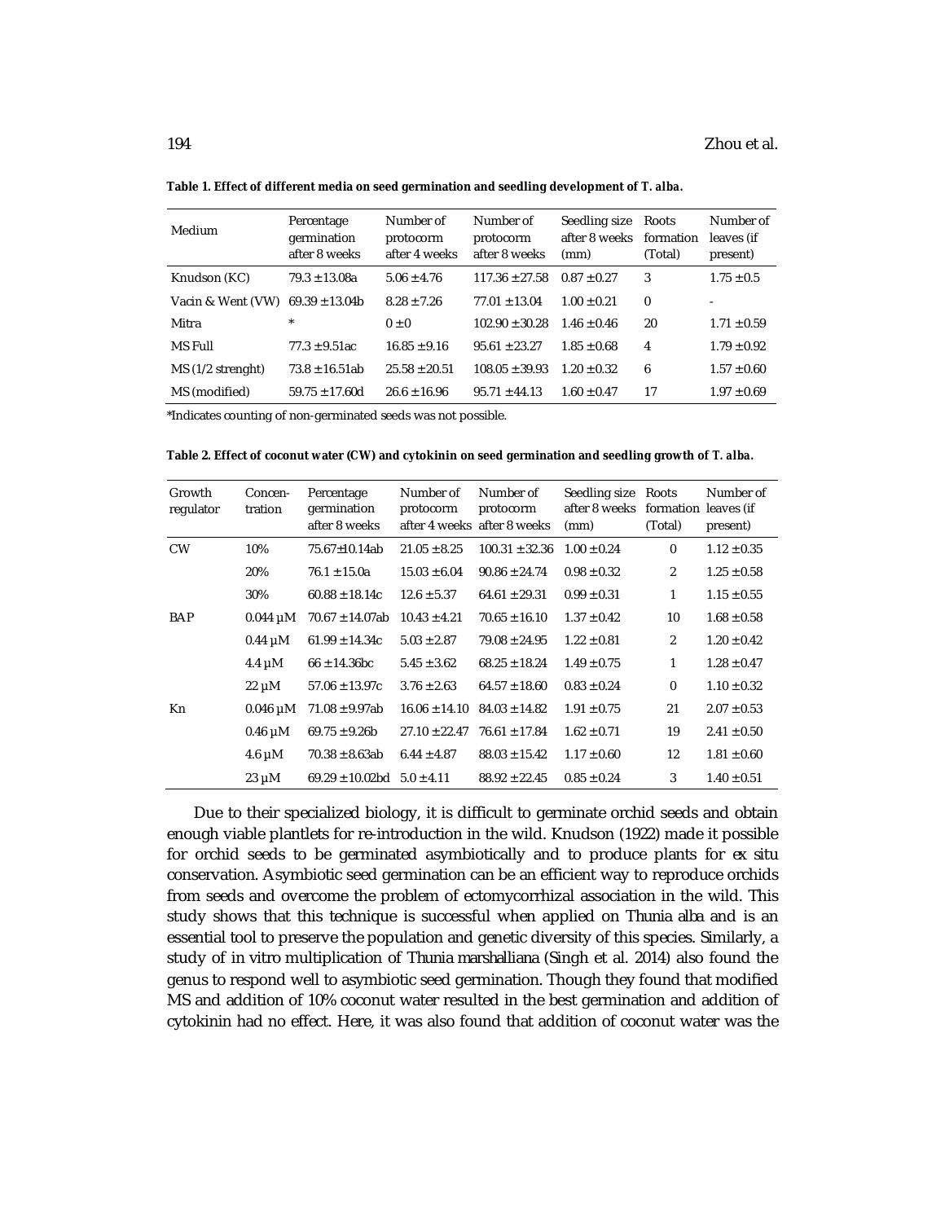**Table 1. Effect of different media on seed germination and seedling development of *T. alba*.**

| Medium | Percentage germination after 8 weeks | Number of protocorm after 4 weeks | Number of protocorm after 8 weeks | Seedling size after 8 weeks (mm) | Roots formation (Total) | Number of leaves (if present) |
|---|---|---|---|---|---|---|
| Knudson (KC) | 79.3 ±13.08a | 5.06 ±4.76 | 117.36 ±27.58 | 0.87 ±0.27 | 3 | 1.75 ±0.5 |
| Vacin & Went (VW) | 69.39 ±13.04b | 8.28 ±7.26 | 77.01 ±13.04 | 1.00 ±0.21 | 0 | - |
| Mitra | * | 0 ±0 | 102.90 ±30.28 | 1.46 ±0.46 | 20 | 1.71 ±0.59 |
| MS Full | 77.3 ±9.51ac | 16.85 ±9.16 | 95.61 ±23.27 | 1.85 ±0.68 | 4 | 1.79 ±0.92 |
| MS (1/2 strenght) | 73.8 ±16.51ab | 25.58 ±20.51 | 108.05 ±39.93 | 1.20 ±0.32 | 6 | 1.57 ±0.60 |
| MS (modified) | 59.75 ±17.60d | 26.6 ±16.96 | 95.71 ±44.13 | 1.60 ±0.47 | 17 | 1.97 ±0.69 |

*Indicates counting of non-germinated seeds was not possible.

**Table 2. Effect of coconut water (CW) and cytokinin on seed germination and seedling growth of *T. alba*.**

| Growth regulator | Concen-tration | Percentage germination after 8 weeks | Number of protocorm after 4 weeks | Number of protocorm after 8 weeks | Seedling size after 8 weeks (mm) | Roots formation (Total) | Number of leaves (if present) |
|---|---|---|---|---|---|---|---|
| CW | 10% | 75.67±10.14ab | 21.05 ±8.25 | 100.31 ±32.36 | 1.00 ±0.24 | 0 | 1.12 ±0.35 |
| | 20% | 76.1 ±15.0a | 15.03 ±6.04 | 90.86 ±24.74 | 0.98 ±0.32 | 2 | 1.25 ±0.58 |
| | 30% | 60.88 ±18.14c | 12.6 ±5.37 | 64.61 ±29.31 | 0.99 ±0.31 | 1 | 1.15 ±0.55 |
| BAP | 0.044 µM | 70.67 ±14.07ab | 10.43 ±4.21 | 70.65 ±16.10 | 1.37 ±0.42 | 10 | 1.68 ±0.58 |
| | 0.44 µM | 61.99 ±14.34c | 5.03 ±2.87 | 79.08 ±24.95 | 1.22 ±0.81 | 2 | 1.20 ±0.42 |
| | 4.4 µM | 66 ±14.36bc | 5.45 ±3.62 | 68.25 ±18.24 | 1.49 ±0.75 | 1 | 1.28 ±0.47 |
| | 22 µM | 57.06 ±13.97c | 3.76 ±2.63 | 64.57 ±18.60 | 0.83 ±0.24 | 0 | 1.10 ±0.32 |
| Kn | 0.046 µM | 71.08 ±9.97ab | 16.06 ±14.10 | 84.03 ±14.82 | 1.91 ±0.75 | 21 | 2.07 ±0.53 |
| | 0.46 µM | 69.75 ±9.26b | 27.10 ±22.47 | 76.61 ±17.84 | 1.62 ±0.71 | 19 | 2.41 ±0.50 |
| | 4.6 µM | 70.38 ±8.63ab | 6.44 ±4.87 | 88.03 ±15.42 | 1.17 ±0.60 | 12 | 1.81 ±0.60 |
| | 23 µM | 69.29 ±10.02bd | 5.0 ±4.11 | 88.92 ±22.45 | 0.85 ±0.24 | 3 | 1.40 ±0.51 |

Due to their specialized biology, it is difficult to germinate orchid seeds and obtain enough viable plantlets for re-introduction in the wild. Knudson (1922) made it possible for orchid seeds to be germinated asymbiotically and to produce plants for *ex situ* conservation. Asymbiotic seed germination can be an efficient way to reproduce orchids from seeds and overcome the problem of ectomycorrhizal association in the wild. This study shows that this technique is successful when applied on *Thunia alba* and is an essential tool to preserve the population and genetic diversity of this species. Similarly, a study of in vitro multiplication of *Thunia marshalliana* (Singh et al. 2014) also found the genus to respond well to asymbiotic seed germination. Though they found that modified MS and addition of 10% coconut water resulted in the best germination and addition of cytokinin had no effect. Here, it was also found that addition of coconut water was the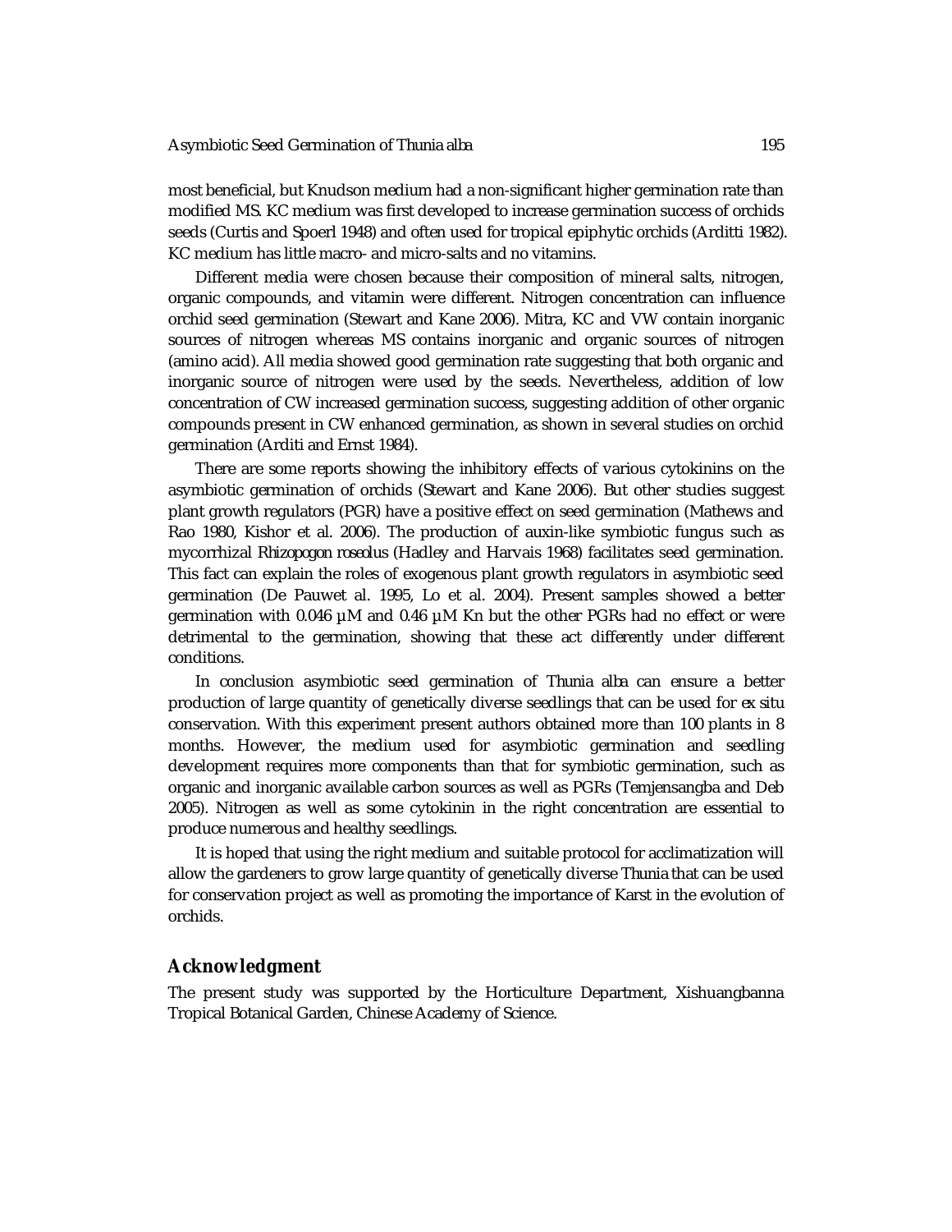most beneficial, but Knudson medium had a non-significant higher germination rate than modified MS. KC medium was first developed to increase germination success of orchids seeds (Curtis and Spoerl 1948) and often used for tropical epiphytic orchids (Arditti 1982). KC medium has little macro- and micro-salts and no vitamins.

Different media were chosen because their composition of mineral salts, nitrogen, organic compounds, and vitamin were different. Nitrogen concentration can influence orchid seed germination (Stewart and Kane 2006). Mitra, KC and VW contain inorganic sources of nitrogen whereas MS contains inorganic and organic sources of nitrogen (amino acid). All media showed good germination rate suggesting that both organic and inorganic source of nitrogen were used by the seeds. Nevertheless, addition of low concentration of CW increased germination success, suggesting addition of other organic compounds present in CW enhanced germination, as shown in several studies on orchid germination (Arditi and Ernst 1984).

There are some reports showing the inhibitory effects of various cytokinins on the asymbiotic germination of orchids (Stewart and Kane 2006). But other studies suggest plant growth regulators (PGR) have a positive effect on seed germination (Mathews and Rao 1980, Kishor et al. 2006). The production of auxin-like symbiotic fungus such as mycorrhizal *Rhizopogon roseolus* (Hadley and Harvais 1968) facilitates seed germination. This fact can explain the roles of exogenous plant growth regulators in asymbiotic seed germination (De Pauwet al. 1995, Lo et al. 2004). Present samples showed a better germination with 0.046 µM and 0.46 µM Kn but the other PGRs had no effect or were detrimental to the germination, showing that these act differently under different conditions.

In conclusion asymbiotic seed germination of *Thunia alba* can ensure a better production of large quantity of genetically diverse seedlings that can be used for *ex situ* conservation. With this experiment present authors obtained more than 100 plants in 8 months. However, the medium used for asymbiotic germination and seedling development requires more components than that for symbiotic germination, such as organic and inorganic available carbon sources as well as PGRs (Temjensangba and Deb 2005). Nitrogen as well as some cytokinin in the right concentration are essential to produce numerous and healthy seedlings.

It is hoped that using the right medium and suitable protocol for acclimatization will allow the gardeners to grow large quantity of genetically diverse *Thunia* that can be used for conservation project as well as promoting the importance of Karst in the evolution of orchids.

## Acknowledgment

The present study was supported by the Horticulture Department, Xishuangbanna Tropical Botanical Garden, Chinese Academy of Science.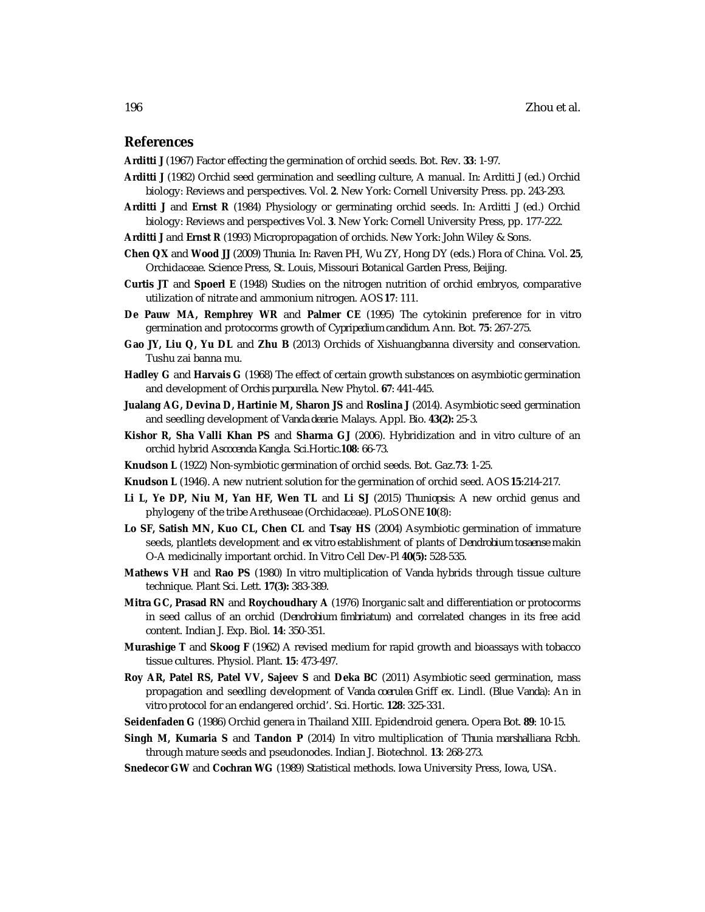## References

**Arditti J** (1967) Factor effecting the germination of orchid seeds. Bot. Rev. **33**: 1-97.

**Arditti J** (1982) Orchid seed germination and seedling culture, A manual. In: Arditti J (ed.) Orchid biology: Reviews and perspectives. Vol. **2**. New York: Cornell University Press. pp. 243-293.

**Arditti J** and **Ernst R** (1984) Physiology or germinating orchid seeds. In: Arditti J (ed.) Orchid biology: Reviews and perspectives Vol. **3**. New York: Cornell University Press, pp. 177-222.

**Arditti J** and **Ernst R** (1993) Micropropagation of orchids. New York: John Wiley & Sons.

**Chen QX** and **Wood JJ** (2009) Thunia. In: Raven PH, Wu ZY, Hong DY (eds.) Flora of China. Vol. **25**, Orchidaceae. Science Press, St. Louis, Missouri Botanical Garden Press, Beijing.

**Curtis JT** and **Spoerl E** (1948) Studies on the nitrogen nutrition of orchid embryos, comparative utilization of nitrate and ammonium nitrogen. AOS **17**: 111.

**De Pauw MA, Remphrey WR** and **Palmer CE** (1995) The cytokinin preference for in vitro germination and protocorms growth of *Cypripedium candidum*. Ann. Bot. **75**: 267-275.

**Gao JY, Liu Q, Yu DL** and **Zhu B** (2013) Orchids of Xishuangbanna diversity and conservation. Tushu zai banna mu.

**Hadley G** and **Harvais G** (1968) The effect of certain growth substances on asymbiotic germination and development of *Orchis purpurella*. New Phytol. **67**: 441-445.

**Jualang AG, Devina D, Hartinie M, Sharon JS** and **Roslina J** (2014). Asymbiotic seed germination and seedling development of *Vanda dearie*. Malays. Appl. Bio. **43(2):** 25-3.

**Kishor R, Sha Valli Khan PS** and **Sharma GJ** (2006). Hybridization and in vitro culture of an orchid hybrid *Ascocenda* Kangla. Sci.Hortic.**108**: 66-73.

**Knudson L** (1922) Non-symbiotic germination of orchid seeds. Bot. Gaz.**73**: 1-25.

**Knudson L** (1946). A new nutrient solution for the germination of orchid seed. AOS **15**:214-217.

**Li L, Ye DP, Niu M, Yan HF, Wen TL** and **Li SJ** (2015) *Thuniopsis*: A new orchid genus and phylogeny of the tribe Arethuseae (Orchidaceae). PLoS ONE **10**(8):

**Lo SF, Satish MN, Kuo CL, Chen CL** and **Tsay HS** (2004) Asymbiotic germination of immature seeds, plantlets development and *ex vitro* establishment of plants of *Dendrobium tosaense* makin O-A medicinally important orchid. In Vitro Cell Dev-Pl **40(5):** 528-535.

**Mathews VH** and **Rao PS** (1980) In vitro multiplication of Vanda hybrids through tissue culture technique. Plant Sci. Lett. **17(3):** 383-389.

**Mitra GC, Prasad RN** and **Roychoudhary A** (1976) Inorganic salt and differentiation or protocorms in seed callus of an orchid (*Dendrobium fimbriatum*) and correlated changes in its free acid content. Indian J. Exp. Biol. **14**: 350-351.

**Murashige T** and **Skoog F** (1962) A revised medium for rapid growth and bioassays with tobacco tissue cultures. Physiol. Plant. **15**: 473-497.

**Roy AR, Patel RS, Patel VV, Sajeev S** and **Deka BC** (2011) Asymbiotic seed germination, mass propagation and seedling development of *Vanda coerulea* Griff ex. Lindl. (Blue Vanda): An in vitro protocol for an endangered orchid'. Sci. Hortic. **128**: 325-331.

**Seidenfaden G** (1986) Orchid genera in Thailand XIII. Epidendroid genera. Opera Bot. **89**: 10-15.

**Singh M, Kumaria S** and **Tandon P** (2014) In vitro multiplication of *Thunia marshalliana* Rcbh. through mature seeds and pseudonodes. Indian J. Biotechnol. **13**: 268-273.

**Snedecor GW** and **Cochran WG** (1989) Statistical methods. Iowa University Press, Iowa, USA.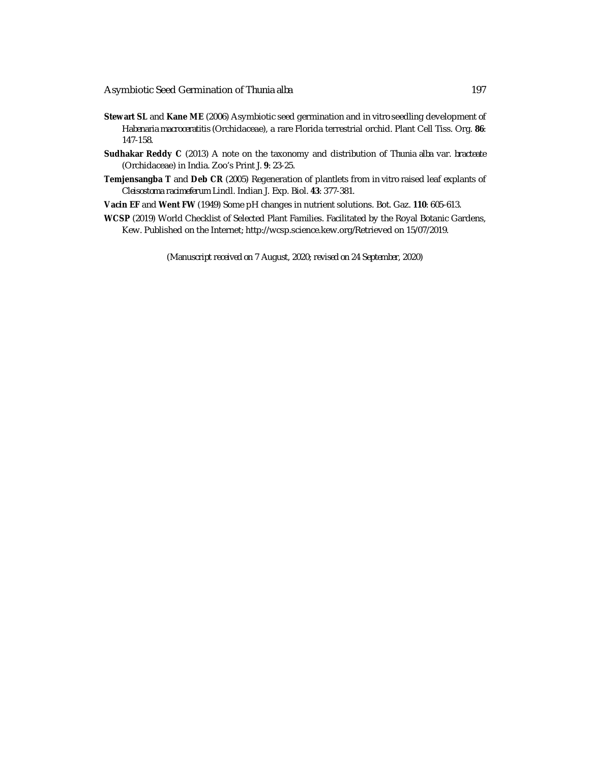**Stewart SL** and **Kane ME** (2006) Asymbiotic seed germination and *in vitro* seedling development of *Habenaria macroceratitis* (Orchidaceae), a rare Florida terrestrial orchid. Plant Cell Tiss. Org. **86**: 147-158.

**Sudhakar Reddy C** (2013) A note on the taxonomy and distribution of *Thunia alba* var. *bracteate* (Orchidaceae) in India. Zoo's Print J. **9**: 23-25.

**Temjensangba T** and **Deb CR** (2005) Regeneration of plantlets from *in vitro* raised leaf explants of *Cleisostoma racimeferum* Lindl. Indian J. Exp. Biol. **43**: 377-381.

**Vacin EF** and **Went FW** (1949) Some pH changes in nutrient solutions. Bot. Gaz. **110**: 605-613.

**WCSP** (2019) World Checklist of Selected Plant Families. Facilitated by the Royal Botanic Gardens, Kew. Published on the Internet; http://wcsp.science.kew.org/Retrieved on 15/07/2019.

*(Manuscript received on 7 August, 2020; revised on 24 September, 2020)*